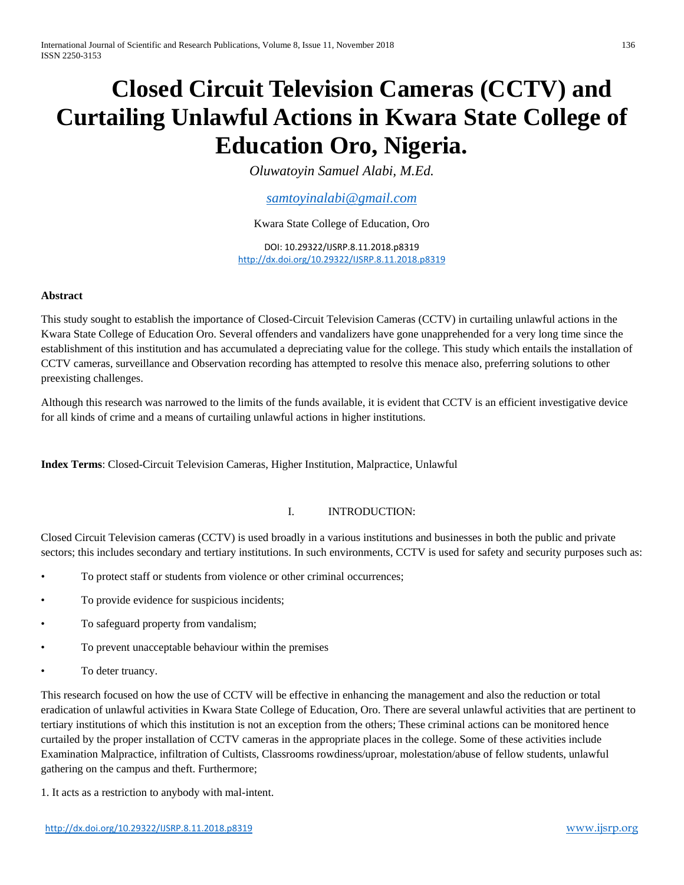# Closed Circuit Television Cameras (CCTV) and Curtailing Unlawful Actions in Kwara State College of Education Oro, Nigeria.

*Oluwatoyin Samuel Alabi, M.Ed.*

samtoyinalabi@gmail.com

Kwara State College of Education, Oro

DOI: 10.29322/IJSRP.8.11.2018.p8319
http://dx.doi.org/10.29322/IJSRP.8.11.2018.p8319

**Abstract**

This study sought to establish the importance of Closed-Circuit Television Cameras (CCTV) in curtailing unlawful actions in the Kwara State College of Education Oro. Several offenders and vandalizers have gone unapprehended for a very long time since the establishment of this institution and has accumulated a depreciating value for the college. This study which entails the installation of CCTV cameras, surveillance and Observation recording has attempted to resolve this menace also, preferring solutions to other preexisting challenges.

Although this research was narrowed to the limits of the funds available, it is evident that CCTV is an efficient investigative device for all kinds of crime and a means of curtailing unlawful actions in higher institutions.

**Index Terms**: Closed-Circuit Television Cameras, Higher Institution, Malpractice, Unlawful

## I. INTRODUCTION:

Closed Circuit Television cameras (CCTV) is used broadly in a various institutions and businesses in both the public and private sectors; this includes secondary and tertiary institutions. In such environments, CCTV is used for safety and security purposes such as:

- To protect staff or students from violence or other criminal occurrences;
- To provide evidence for suspicious incidents;
- To safeguard property from vandalism;
- To prevent unacceptable behaviour within the premises
- To deter truancy.

This research focused on how the use of CCTV will be effective in enhancing the management and also the reduction or total eradication of unlawful activities in Kwara State College of Education, Oro. There are several unlawful activities that are pertinent to tertiary institutions of which this institution is not an exception from the others; These criminal actions can be monitored hence curtailed by the proper installation of CCTV cameras in the appropriate places in the college. Some of these activities include Examination Malpractice, infiltration of Cultists, Classrooms rowdiness/uproar, molestation/abuse of fellow students, unlawful gathering on the campus and theft. Furthermore;

1. It acts as a restriction to anybody with mal-intent.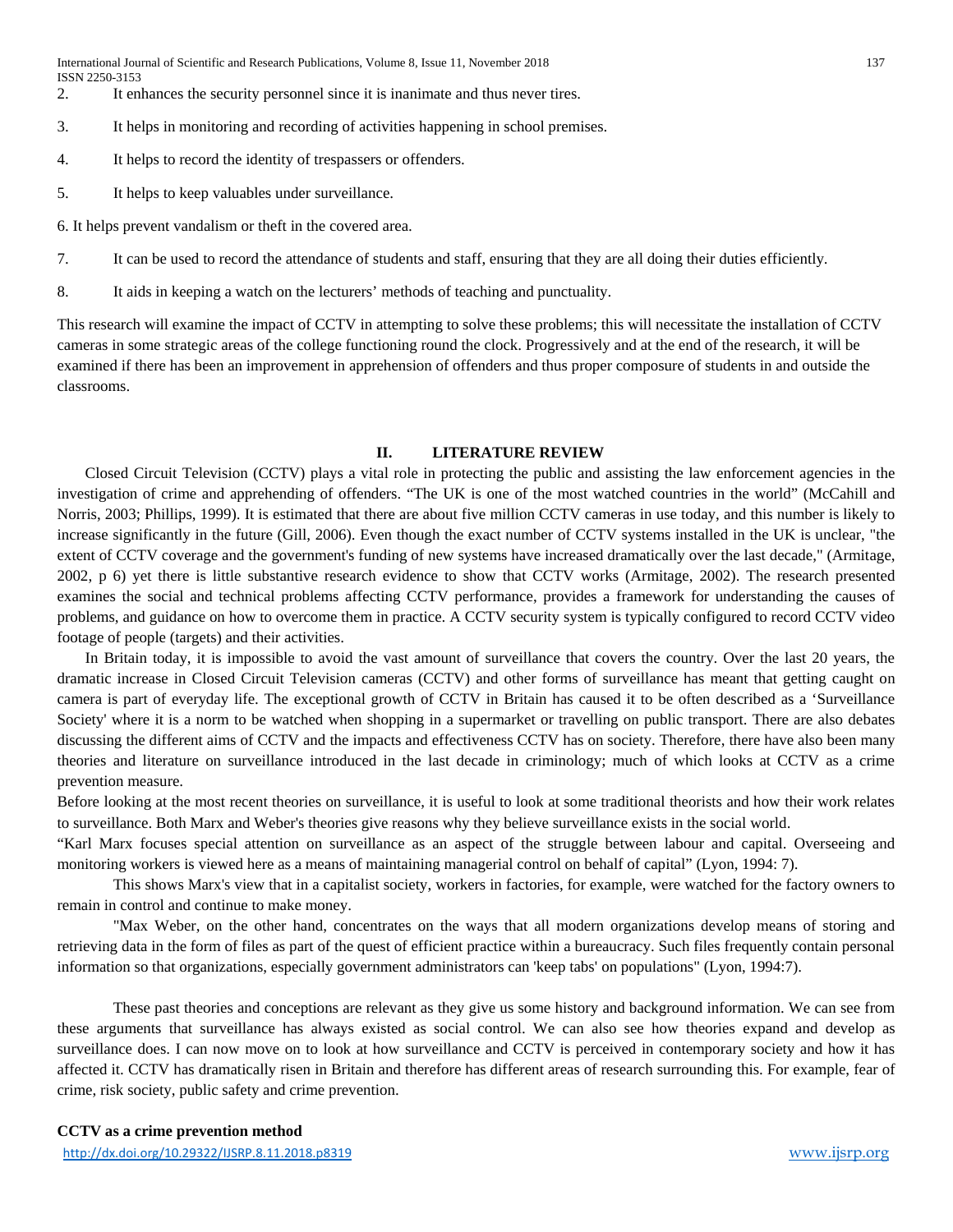2. It enhances the security personnel since it is inanimate and thus never tires.
3. It helps in monitoring and recording of activities happening in school premises.
4. It helps to record the identity of trespassers or offenders.
5. It helps to keep valuables under surveillance.
6. It helps prevent vandalism or theft in the covered area.
7. It can be used to record the attendance of students and staff, ensuring that they are all doing their duties efficiently.
8. It aids in keeping a watch on the lecturers' methods of teaching and punctuality.

This research will examine the impact of CCTV in attempting to solve these problems; this will necessitate the installation of CCTV cameras in some strategic areas of the college functioning round the clock. Progressively and at the end of the research, it will be examined if there has been an improvement in apprehension of offenders and thus proper composure of students in and outside the classrooms.

## II. LITERATURE REVIEW

Closed Circuit Television (CCTV) plays a vital role in protecting the public and assisting the law enforcement agencies in the investigation of crime and apprehending of offenders. "The UK is one of the most watched countries in the world" (McCahill and Norris, 2003; Phillips, 1999). It is estimated that there are about five million CCTV cameras in use today, and this number is likely to increase significantly in the future (Gill, 2006). Even though the exact number of CCTV systems installed in the UK is unclear, "the extent of CCTV coverage and the government's funding of new systems have increased dramatically over the last decade," (Armitage, 2002, p 6) yet there is little substantive research evidence to show that CCTV works (Armitage, 2002). The research presented examines the social and technical problems affecting CCTV performance, provides a framework for understanding the causes of problems, and guidance on how to overcome them in practice. A CCTV security system is typically configured to record CCTV video footage of people (targets) and their activities.

In Britain today, it is impossible to avoid the vast amount of surveillance that covers the country. Over the last 20 years, the dramatic increase in Closed Circuit Television cameras (CCTV) and other forms of surveillance has meant that getting caught on camera is part of everyday life. The exceptional growth of CCTV in Britain has caused it to be often described as a 'Surveillance Society' where it is a norm to be watched when shopping in a supermarket or travelling on public transport. There are also debates discussing the different aims of CCTV and the impacts and effectiveness CCTV has on society. Therefore, there have also been many theories and literature on surveillance introduced in the last decade in criminology; much of which looks at CCTV as a crime prevention measure.

Before looking at the most recent theories on surveillance, it is useful to look at some traditional theorists and how their work relates to surveillance. Both Marx and Weber's theories give reasons why they believe surveillance exists in the social world.

"Karl Marx focuses special attention on surveillance as an aspect of the struggle between labour and capital. Overseeing and monitoring workers is viewed here as a means of maintaining managerial control on behalf of capital" (Lyon, 1994: 7).

This shows Marx's view that in a capitalist society, workers in factories, for example, were watched for the factory owners to remain in control and continue to make money.

"Max Weber, on the other hand, concentrates on the ways that all modern organizations develop means of storing and retrieving data in the form of files as part of the quest of efficient practice within a bureaucracy. Such files frequently contain personal information so that organizations, especially government administrators can 'keep tabs' on populations" (Lyon, 1994:7).

These past theories and conceptions are relevant as they give us some history and background information. We can see from these arguments that surveillance has always existed as social control. We can also see how theories expand and develop as surveillance does. I can now move on to look at how surveillance and CCTV is perceived in contemporary society and how it has affected it. CCTV has dramatically risen in Britain and therefore has different areas of research surrounding this. For example, fear of crime, risk society, public safety and crime prevention.

### CCTV as a crime prevention method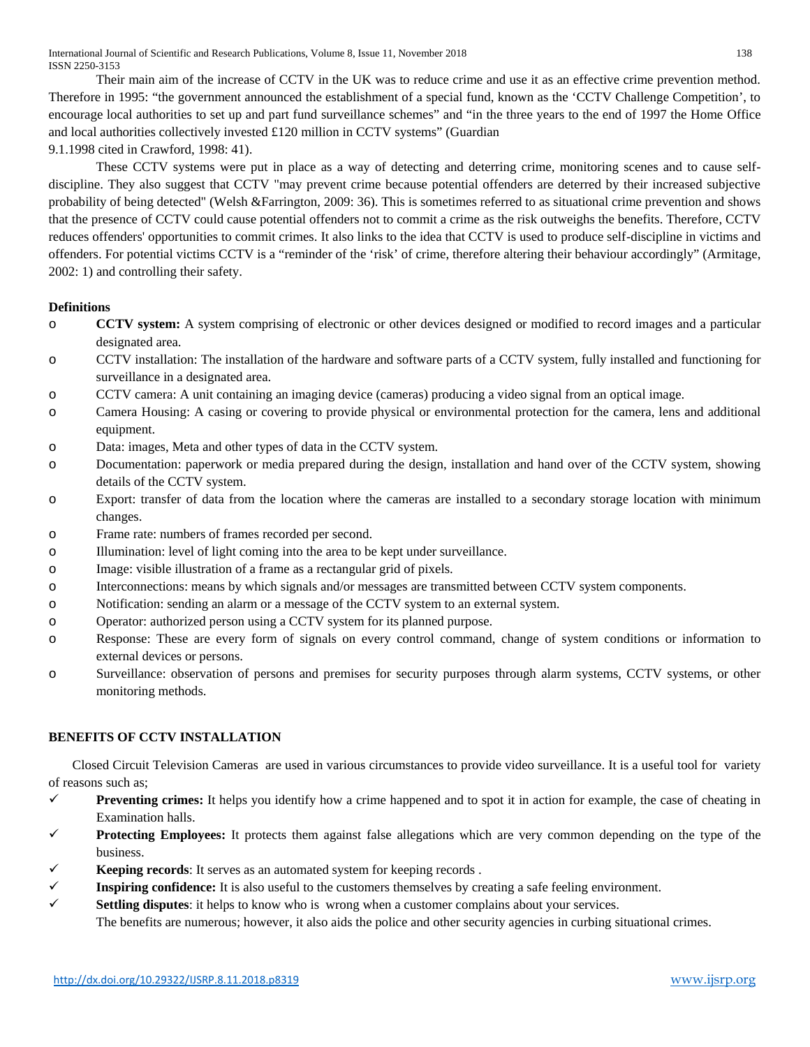Their main aim of the increase of CCTV in the UK was to reduce crime and use it as an effective crime prevention method. Therefore in 1995: "the government announced the establishment of a special fund, known as the 'CCTV Challenge Competition', to encourage local authorities to set up and part fund surveillance schemes" and "in the three years to the end of 1997 the Home Office and local authorities collectively invested £120 million in CCTV systems" (Guardian 9.1.1998 cited in Crawford, 1998: 41).

These CCTV systems were put in place as a way of detecting and deterring crime, monitoring scenes and to cause self-discipline. They also suggest that CCTV "may prevent crime because potential offenders are deterred by their increased subjective probability of being detected" (Welsh &Farrington, 2009: 36). This is sometimes referred to as situational crime prevention and shows that the presence of CCTV could cause potential offenders not to commit a crime as the risk outweighs the benefits. Therefore, CCTV reduces offenders' opportunities to commit crimes. It also links to the idea that CCTV is used to produce self-discipline in victims and offenders. For potential victims CCTV is a "reminder of the 'risk' of crime, therefore altering their behaviour accordingly" (Armitage, 2002: 1) and controlling their safety.

**Definitions**

- **CCTV system:** A system comprising of electronic or other devices designed or modified to record images and a particular designated area.
- CCTV installation: The installation of the hardware and software parts of a CCTV system, fully installed and functioning for surveillance in a designated area.
- CCTV camera: A unit containing an imaging device (cameras) producing a video signal from an optical image.
- Camera Housing: A casing or covering to provide physical or environmental protection for the camera, lens and additional equipment.
- Data: images, Meta and other types of data in the CCTV system.
- Documentation: paperwork or media prepared during the design, installation and hand over of the CCTV system, showing details of the CCTV system.
- Export: transfer of data from the location where the cameras are installed to a secondary storage location with minimum changes.
- Frame rate: numbers of frames recorded per second.
- Illumination: level of light coming into the area to be kept under surveillance.
- Image: visible illustration of a frame as a rectangular grid of pixels.
- Interconnections: means by which signals and/or messages are transmitted between CCTV system components.
- Notification: sending an alarm or a message of the CCTV system to an external system.
- Operator: authorized person using a CCTV system for its planned purpose.
- Response: These are every form of signals on every control command, change of system conditions or information to external devices or persons.
- Surveillance: observation of persons and premises for security purposes through alarm systems, CCTV systems, or other monitoring methods.

## BENEFITS OF CCTV INSTALLATION

Closed Circuit Television Cameras are used in various circumstances to provide video surveillance. It is a useful tool for variety of reasons such as;

- ✓ **Preventing crimes:** It helps you identify how a crime happened and to spot it in action for example, the case of cheating in Examination halls.
- ✓ **Protecting Employees:** It protects them against false allegations which are very common depending on the type of the business.
- ✓ **Keeping records**: It serves as an automated system for keeping records .
- ✓ **Inspiring confidence:** It is also useful to the customers themselves by creating a safe feeling environment.
- ✓ **Settling disputes**: it helps to know who is wrong when a customer complains about your services.

The benefits are numerous; however, it also aids the police and other security agencies in curbing situational crimes.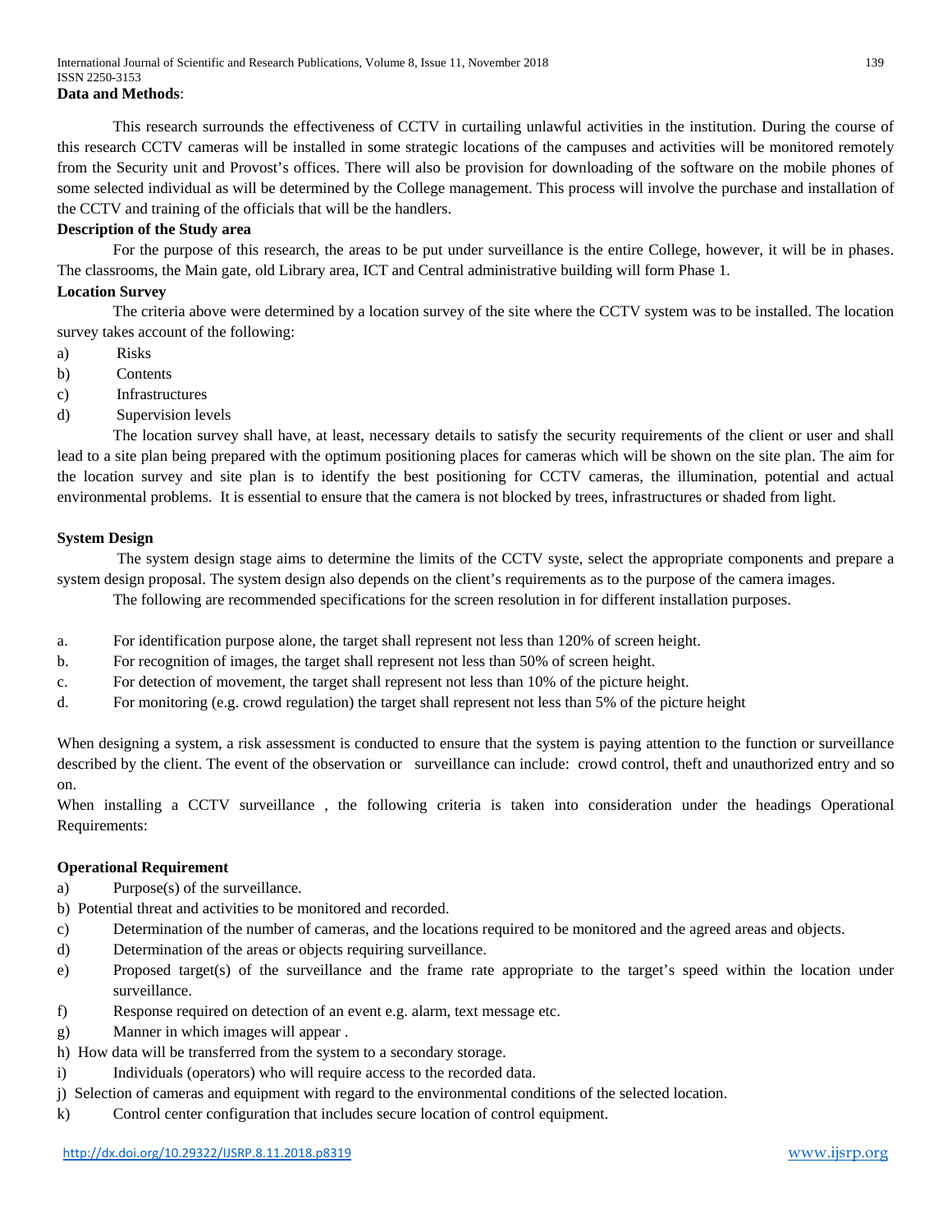**Data and Methods**:

This research surrounds the effectiveness of CCTV in curtailing unlawful activities in the institution. During the course of this research CCTV cameras will be installed in some strategic locations of the campuses and activities will be monitored remotely from the Security unit and Provost's offices. There will also be provision for downloading of the software on the mobile phones of some selected individual as will be determined by the College management. This process will involve the purchase and installation of the CCTV and training of the officials that will be the handlers.

**Description of the Study area**

For the purpose of this research, the areas to be put under surveillance is the entire College, however, it will be in phases. The classrooms, the Main gate, old Library area, ICT and Central administrative building will form Phase 1.

**Location Survey**

The criteria above were determined by a location survey of the site where the CCTV system was to be installed. The location survey takes account of the following:

a) Risks
b) Contents
c) Infrastructures
d) Supervision levels

The location survey shall have, at least, necessary details to satisfy the security requirements of the client or user and shall lead to a site plan being prepared with the optimum positioning places for cameras which will be shown on the site plan. The aim for the location survey and site plan is to identify the best positioning for CCTV cameras, the illumination, potential and actual environmental problems. It is essential to ensure that the camera is not blocked by trees, infrastructures or shaded from light.

**System Design**

The system design stage aims to determine the limits of the CCTV syste, select the appropriate components and prepare a system design proposal. The system design also depends on the client's requirements as to the purpose of the camera images.

The following are recommended specifications for the screen resolution in for different installation purposes.

a. For identification purpose alone, the target shall represent not less than 120% of screen height.
b. For recognition of images, the target shall represent not less than 50% of screen height.
c. For detection of movement, the target shall represent not less than 10% of the picture height.
d. For monitoring (e.g. crowd regulation) the target shall represent not less than 5% of the picture height

When designing a system, a risk assessment is conducted to ensure that the system is paying attention to the function or surveillance described by the client. The event of the observation or surveillance can include: crowd control, theft and unauthorized entry and so on.

When installing a CCTV surveillance , the following criteria is taken into consideration under the headings Operational Requirements:

**Operational Requirement**

a) Purpose(s) of the surveillance.
b) Potential threat and activities to be monitored and recorded.
c) Determination of the number of cameras, and the locations required to be monitored and the agreed areas and objects.
d) Determination of the areas or objects requiring surveillance.
e) Proposed target(s) of the surveillance and the frame rate appropriate to the target's speed within the location under surveillance.
f) Response required on detection of an event e.g. alarm, text message etc.
g) Manner in which images will appear .
h) How data will be transferred from the system to a secondary storage.
i) Individuals (operators) who will require access to the recorded data.
j) Selection of cameras and equipment with regard to the environmental conditions of the selected location.
k) Control center configuration that includes secure location of control equipment.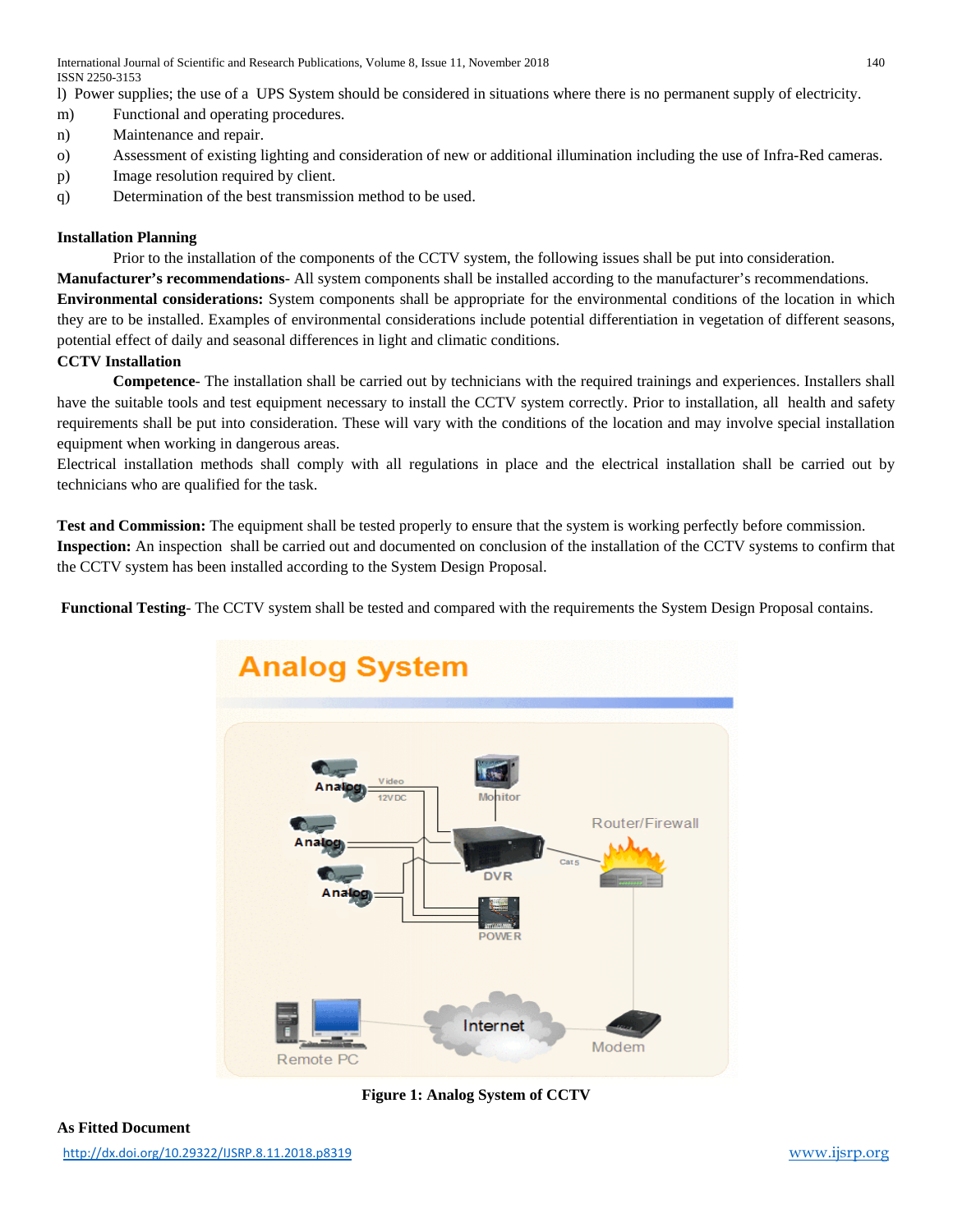l) Power supplies; the use of a UPS System should be considered in situations where there is no permanent supply of electricity.

m) Functional and operating procedures.

n) Maintenance and repair.

o) Assessment of existing lighting and consideration of new or additional illumination including the use of Infra-Red cameras.

p) Image resolution required by client.

q) Determination of the best transmission method to be used.

**Installation Planning**

Prior to the installation of the components of the CCTV system, the following issues shall be put into consideration.

**Manufacturer's recommendations**- All system components shall be installed according to the manufacturer's recommendations.

**Environmental considerations:** System components shall be appropriate for the environmental conditions of the location in which they are to be installed. Examples of environmental considerations include potential differentiation in vegetation of different seasons, potential effect of daily and seasonal differences in light and climatic conditions.

**CCTV Installation**

**Competence**- The installation shall be carried out by technicians with the required trainings and experiences. Installers shall have the suitable tools and test equipment necessary to install the CCTV system correctly. Prior to installation, all health and safety requirements shall be put into consideration. These will vary with the conditions of the location and may involve special installation equipment when working in dangerous areas.

Electrical installation methods shall comply with all regulations in place and the electrical installation shall be carried out by technicians who are qualified for the task.

**Test and Commission:** The equipment shall be tested properly to ensure that the system is working perfectly before commission.

**Inspection:** An inspection shall be carried out and documented on conclusion of the installation of the CCTV systems to confirm that the CCTV system has been installed according to the System Design Proposal.

**Functional Testing**- The CCTV system shall be tested and compared with the requirements the System Design Proposal contains.

**Figure 1: Analog System of CCTV**

**As Fitted Document**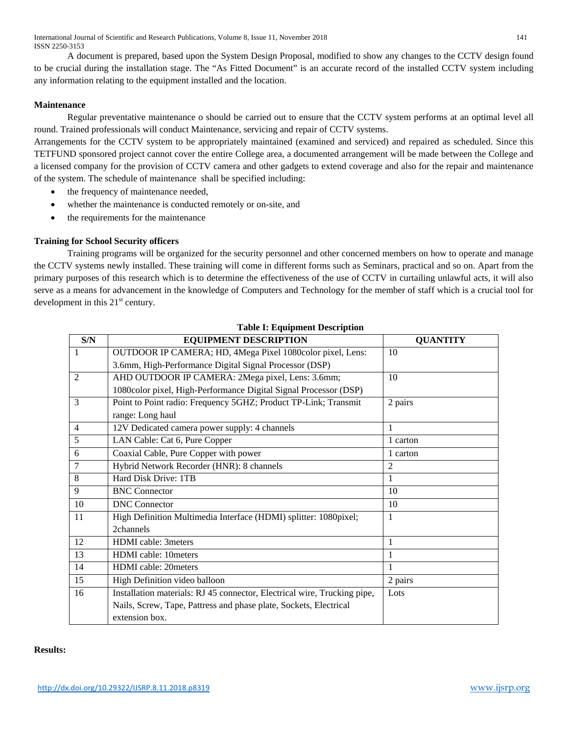A document is prepared, based upon the System Design Proposal, modified to show any changes to the CCTV design found to be crucial during the installation stage. The "As Fitted Document" is an accurate record of the installed CCTV system including any information relating to the equipment installed and the location.

**Maintenance**

Regular preventative maintenance o should be carried out to ensure that the CCTV system performs at an optimal level all round. Trained professionals will conduct Maintenance, servicing and repair of CCTV systems.

Arrangements for the CCTV system to be appropriately maintained (examined and serviced) and repaired as scheduled. Since this TETFUND sponsored project cannot cover the entire College area, a documented arrangement will be made between the College and a licensed company for the provision of CCTV camera and other gadgets to extend coverage and also for the repair and maintenance of the system. The schedule of maintenance shall be specified including:

- the frequency of maintenance needed,
- whether the maintenance is conducted remotely or on-site, and
- the requirements for the maintenance

**Training for School Security officers**

Training programs will be organized for the security personnel and other concerned members on how to operate and manage the CCTV systems newly installed. These training will come in different forms such as Seminars, practical and so on. Apart from the primary purposes of this research which is to determine the effectiveness of the use of CCTV in curtailing unlawful acts, it will also serve as a means for advancement in the knowledge of Computers and Technology for the member of staff which is a crucial tool for development in this 21st century.

**Table I: Equipment Description**

| S/N | EQUIPMENT DESCRIPTION | QUANTITY |
|---|---|---|
| 1 | OUTDOOR IP CAMERA; HD, 4Mega Pixel 1080color pixel, Lens: 3.6mm, High-Performance Digital Signal Processor (DSP) | 10 |
| 2 | AHD OUTDOOR IP CAMERA: 2Mega pixel, Lens: 3.6mm; 1080color pixel, High-Performance Digital Signal Processor (DSP) | 10 |
| 3 | Point to Point radio: Frequency 5GHZ; Product TP-Link; Transmit range: Long haul | 2 pairs |
| 4 | 12V Dedicated camera power supply: 4 channels | 1 |
| 5 | LAN Cable: Cat 6, Pure Copper | 1 carton |
| 6 | Coaxial Cable, Pure Copper with power | 1 carton |
| 7 | Hybrid Network Recorder (HNR): 8 channels | 2 |
| 8 | Hard Disk Drive: 1TB | 1 |
| 9 | BNC Connector | 10 |
| 10 | DNC Connector | 10 |
| 11 | High Definition Multimedia Interface (HDMI) splitter: 1080pixel; 2channels | 1 |
| 12 | HDMI cable: 3meters | 1 |
| 13 | HDMI cable: 10meters | 1 |
| 14 | HDMI cable: 20meters | 1 |
| 15 | High Definition video balloon | 2 pairs |
| 16 | Installation materials: RJ 45 connector, Electrical wire, Trucking pipe, Nails, Screw, Tape, Pattress and phase plate, Sockets, Electrical extension box. | Lots |

**Results:**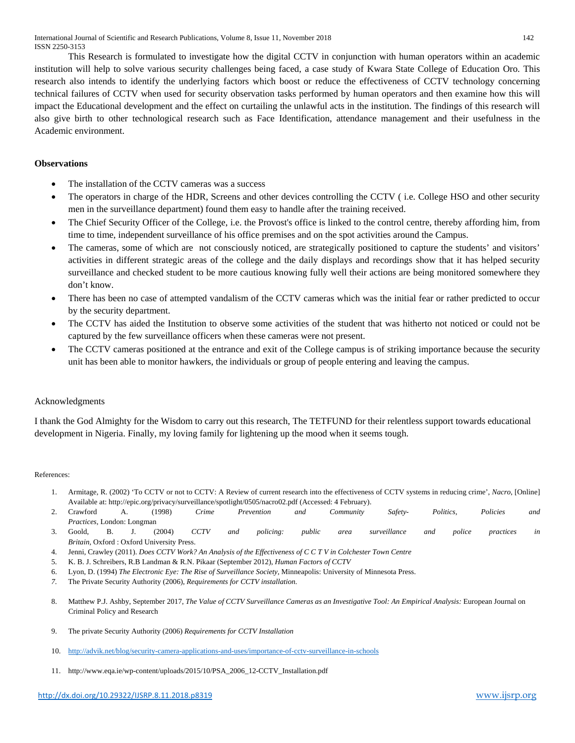This Research is formulated to investigate how the digital CCTV in conjunction with human operators within an academic institution will help to solve various security challenges being faced, a case study of Kwara State College of Education Oro. This research also intends to identify the underlying factors which boost or reduce the effectiveness of CCTV technology concerning technical failures of CCTV when used for security observation tasks performed by human operators and then examine how this will impact the Educational development and the effect on curtailing the unlawful acts in the institution. The findings of this research will also give birth to other technological research such as Face Identification, attendance management and their usefulness in the Academic environment.

## Observations

- The installation of the CCTV cameras was a success
- The operators in charge of the HDR, Screens and other devices controlling the CCTV ( i.e. College HSO and other security men in the surveillance department) found them easy to handle after the training received.
- The Chief Security Officer of the College, i.e. the Provost's office is linked to the control centre, thereby affording him, from time to time, independent surveillance of his office premises and on the spot activities around the Campus.
- The cameras, some of which are not consciously noticed, are strategically positioned to capture the students' and visitors' activities in different strategic areas of the college and the daily displays and recordings show that it has helped security surveillance and checked student to be more cautious knowing fully well their actions are being monitored somewhere they don't know.
- There has been no case of attempted vandalism of the CCTV cameras which was the initial fear or rather predicted to occur by the security department.
- The CCTV has aided the Institution to observe some activities of the student that was hitherto not noticed or could not be captured by the few surveillance officers when these cameras were not present.
- The CCTV cameras positioned at the entrance and exit of the College campus is of striking importance because the security unit has been able to monitor hawkers, the individuals or group of people entering and leaving the campus.

## Acknowledgments

I thank the God Almighty for the Wisdom to carry out this research, The TETFUND for their relentless support towards educational development in Nigeria. Finally, my loving family for lightening up the mood when it seems tough.

## References:

1. Armitage, R. (2002) 'To CCTV or not to CCTV: A Review of current research into the effectiveness of CCTV systems in reducing crime', *Nacro*, [Online] Available at: http://epic.org/privacy/surveillance/spotlight/0505/nacro02.pdf (Accessed: 4 February).
2. Crawford A. (1998) *Crime Prevention and Community Safety- Politics, Policies and Practices*, London: Longman
3. Goold, B. J. (2004) *CCTV and policing: public area surveillance and police practices in Britain*, Oxford : Oxford University Press.
4. Jenni, Crawley (2011). *Does CCTV Work? An Analysis of the Effectiveness of C C T V in Colchester Town Centre*
5. K. B. J. Schreibers, R.B Landman & R.N. Pikaar (September 2012), *Human Factors of CCTV*
6. Lyon, D. (1994) *The Electronic Eye: The Rise of Surveillance Society*, Minneapolis: University of Minnesota Press.
7. The Private Security Authority (2006), *Requirements for CCTV installation.*
8. Matthew P.J. Ashby, September 2017, *The Value of CCTV Surveillance Cameras as an Investigative Tool: An Empirical Analysis:* European Journal on Criminal Policy and Research
9. The private Security Authority (2006) *Requirements for CCTV Installation*
10. http://advik.net/blog/security-camera-applications-and-uses/importance-of-cctv-surveillance-in-schools
11. http://www.eqa.ie/wp-content/uploads/2015/10/PSA_2006_12-CCTV_Installation.pdf